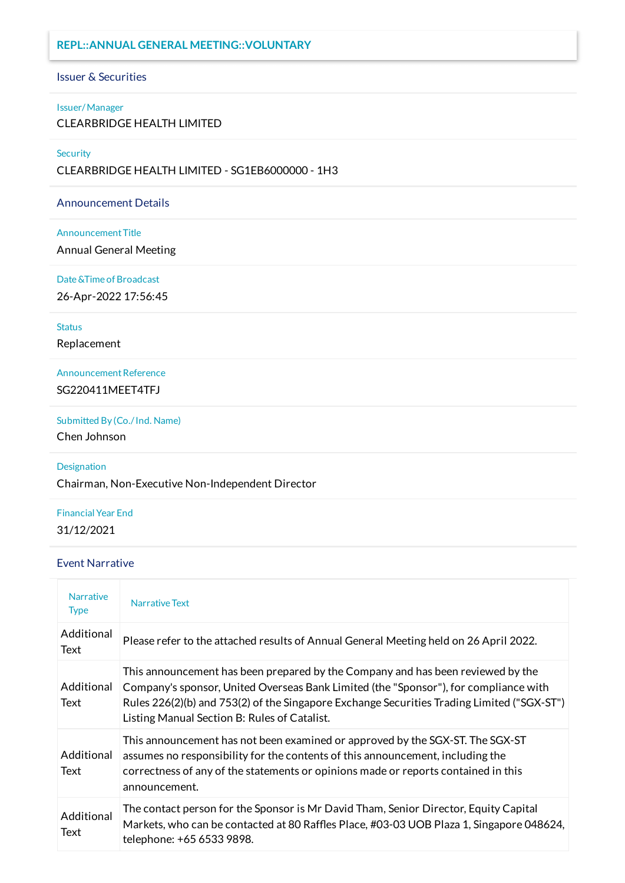# REPL::ANNUAL GENERAL MEETING::VOLUNTARY

## Issuer & Securities

**Issuer/ Manager**

CLEARBRIDGE HEALTH LIMITED

**Security**

CLEARBRIDGE HEALTH LIMITED - SG1EB6000000 - 1H3

## Announcement Details

**Announcement Title**

Annual General Meeting

**Date &Time of Broadcast**

26-Apr-2022 17:56:45

**Status**

Replacement

**Announcement Reference**

SG220411MEET4TFJ

**Submitted By (Co./ Ind. Name)**

Chen Johnson

**Designation**

Chairman, Non-Executive Non-Independent Director

**Financial Year End**

31/12/2021

## Event Narrative

| Narrative Type | Narrative Text |
|---|---|
| Additional Text | Please refer to the attached results of Annual General Meeting held on 26 April 2022. |
| Additional Text | This announcement has been prepared by the Company and has been reviewed by the Company's sponsor, United Overseas Bank Limited (the "Sponsor"), for compliance with Rules 226(2)(b) and 753(2) of the Singapore Exchange Securities Trading Limited ("SGX-ST") Listing Manual Section B: Rules of Catalist. |
| Additional Text | This announcement has not been examined or approved by the SGX-ST. The SGX-ST assumes no responsibility for the contents of this announcement, including the correctness of any of the statements or opinions made or reports contained in this announcement. |
| Additional Text | The contact person for the Sponsor is Mr David Tham, Senior Director, Equity Capital Markets, who can be contacted at 80 Raffles Place, #03-03 UOB Plaza 1, Singapore 048624, telephone: +65 6533 9898. |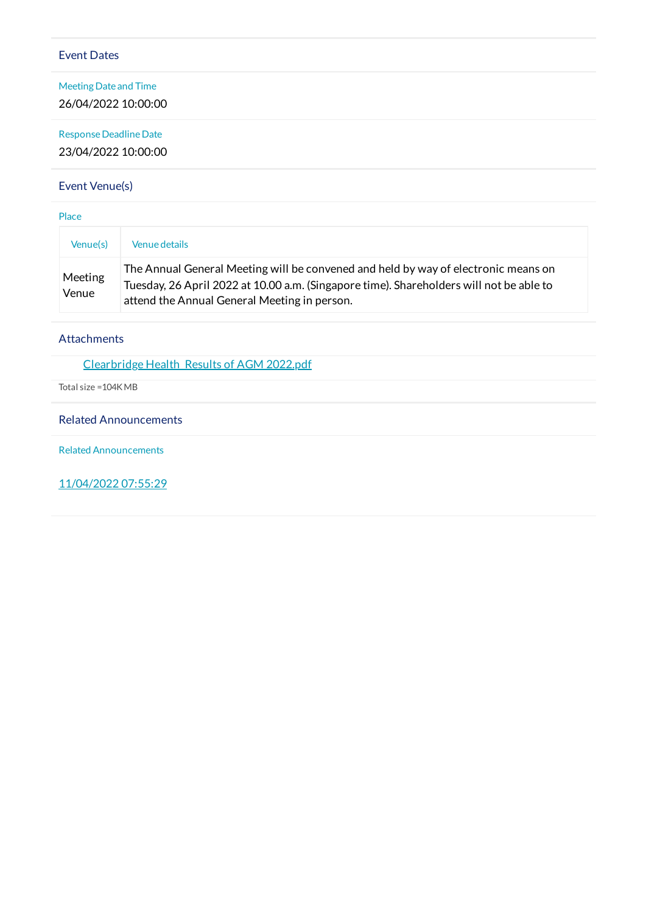## Event Dates

Meeting Date and Time

26/04/2022 10:00:00

Response Deadline Date

23/04/2022 10:00:00

## Event Venue(s)

Place

| Venue(s) | Venue details |
| --- | --- |
| Meeting Venue | The Annual General Meeting will be convened and held by way of electronic means on Tuesday, 26 April 2022 at 10.00 a.m. (Singapore time). Shareholders will not be able to attend the Annual General Meeting in person. |

## Attachments

Clearbridge Health_Results of AGM 2022.pdf

Total size =104K MB

## Related Announcements

Related Announcements

11/04/2022 07:55:29